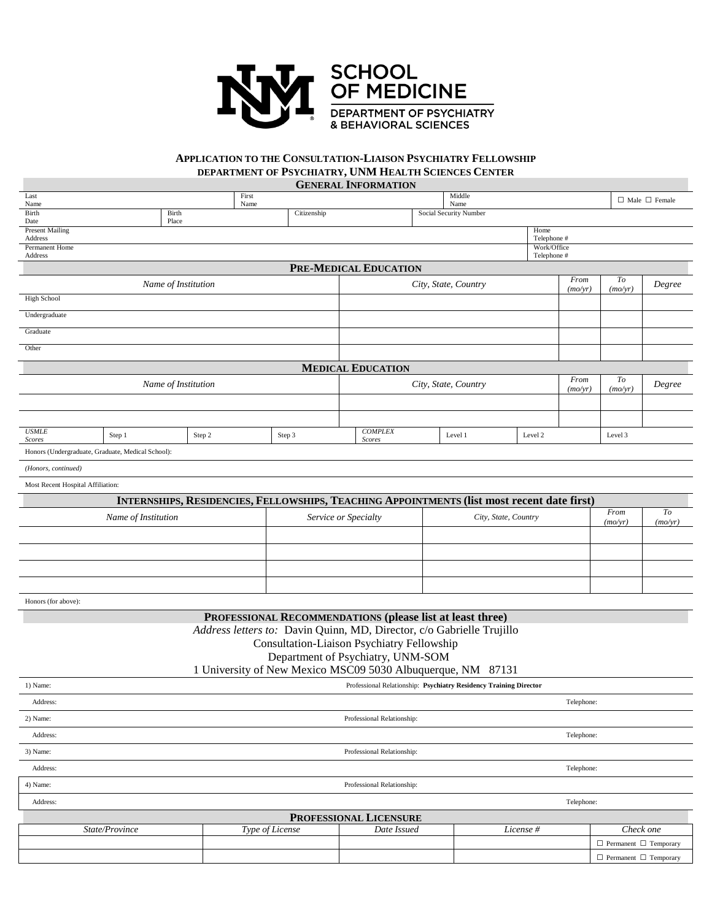**SCHOOL OF MEDICINE**
**DEPARTMENT OF PSYCHIATRY & BEHAVIORAL SCIENCES**

## APPLICATION TO THE CONSULTATION-LIAISON PSYCHIATRY FELLOWSHIP
## DEPARTMENT OF PSYCHIATRY, UNM HEALTH SCIENCES CENTER

### GENERAL INFORMATION

| Last Name | | First Name | | Middle Name | | ☐ Male ☐ Female |
|---|---|---|---|---|---|---|
| Birth Date | | Birth Place | | Citizenship | | Social Security Number |
| Present Mailing Address | | | | | Home Telephone # | |
| Permanent Home Address | | | | | Work/Office Telephone # | |

### PRE-MEDICAL EDUCATION

| | *Name of Institution* | *City, State, Country* | *From (mo/yr)* | *To (mo/yr)* | *Degree* |
|---|---|---|---|---|---|
| High School | | | | | |
| Undergraduate | | | | | |
| Graduate | | | | | |
| Other | | | | | |

### MEDICAL EDUCATION

| *Name of Institution* | *City, State, Country* | *From (mo/yr)* | *To (mo/yr)* | *Degree* |
|---|---|---|---|---|
| | | | | |
| | | | | |

| *USMLE Scores* | Step 1 | Step 2 | Step 3 | *COMPLEX Scores* | Level 1 | Level 2 | Level 3 |
|---|---|---|---|---|---|---|---|

Honors (Undergraduate, Graduate, Medical School):

*(Honors, continued)*

Most Recent Hospital Affiliation:

### INTERNSHIPS, RESIDENCIES, FELLOWSHIPS, TEACHING APPOINTMENTS (list most recent date first)

| *Name of Institution* | *Service or Specialty* | *City, State, Country* | *From (mo/yr)* | *To (mo/yr)* |
|---|---|---|---|---|
| | | | | |
| | | | | |
| | | | | |
| | | | | |

Honors (for above):

### PROFESSIONAL RECOMMENDATIONS (please list at least three)

*Address letters to:* Davin Quinn, MD, Director, c/o Gabrielle Trujillo
Consultation-Liaison Psychiatry Fellowship
Department of Psychiatry, UNM-SOM
1 University of New Mexico MSC09 5030 Albuquerque, NM 87131

| | | |
|---|---|---|
| 1) Name: | Professional Relationship: **Psychiatry Residency Training Director** | |
| Address: | | Telephone: |
| 2) Name: | Professional Relationship: | |
| Address: | | Telephone: |
| 3) Name: | Professional Relationship: | |
| Address: | | Telephone: |
| 4) Name: | Professional Relationship: | |
| Address: | | Telephone: |

### PROFESSIONAL LICENSURE

| *State/Province* | *Type of License* | *Date Issued* | *License #* | *Check one* |
|---|---|---|---|---|
| | | | | ☐ Permanent ☐ Temporary |
| | | | | ☐ Permanent ☐ Temporary |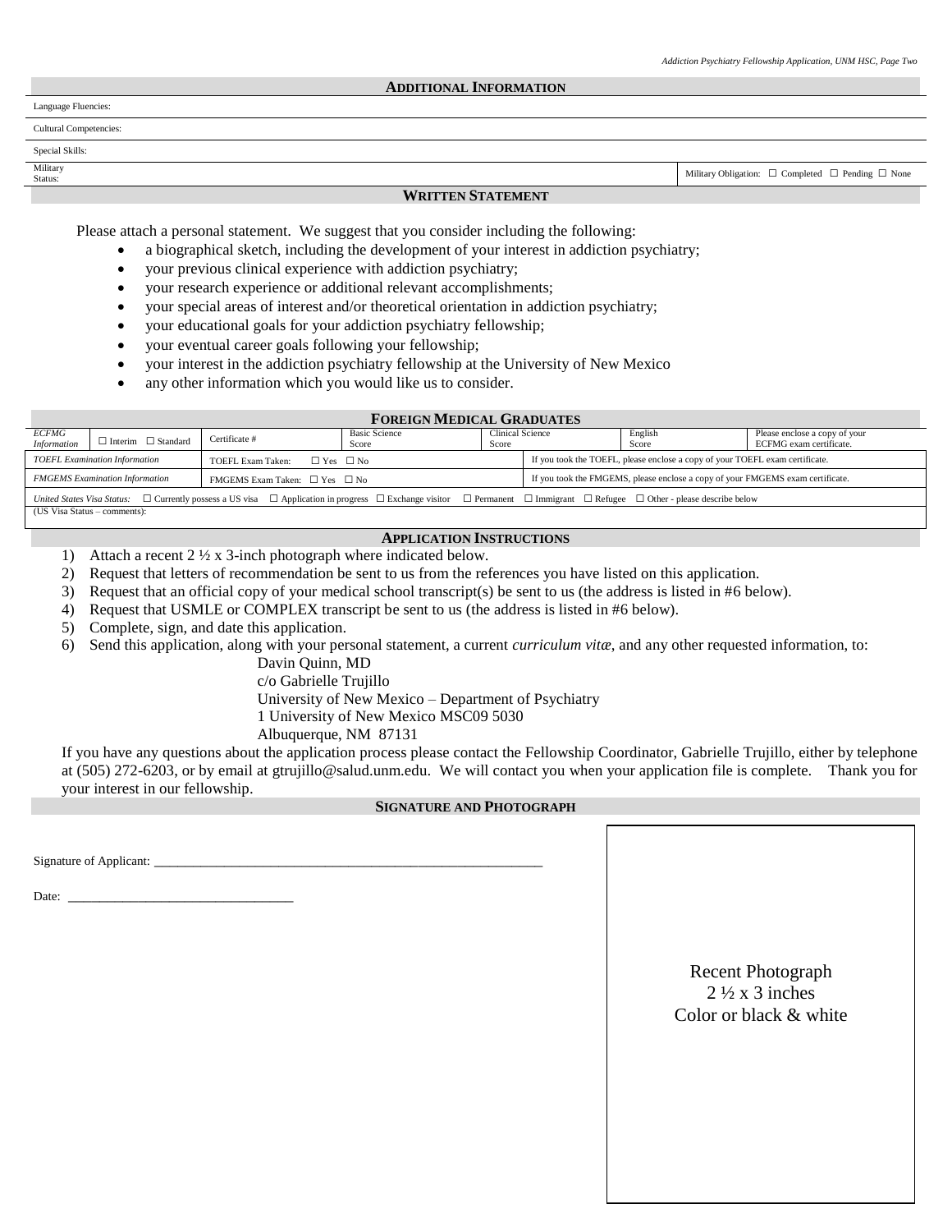## ADDITIONAL INFORMATION

| | |
|---|---|
| Language Fluencies: | |
| Cultural Competencies: | |
| Special Skills: | |
| Military Status: | Military Obligation: ☐ Completed ☐ Pending ☐ None |

## WRITTEN STATEMENT

Please attach a personal statement. We suggest that you consider including the following:

- a biographical sketch, including the development of your interest in addiction psychiatry;
- your previous clinical experience with addiction psychiatry;
- your research experience or additional relevant accomplishments;
- your special areas of interest and/or theoretical orientation in addiction psychiatry;
- your educational goals for your addiction psychiatry fellowship;
- your eventual career goals following your fellowship;
- your interest in the addiction psychiatry fellowship at the University of New Mexico
- any other information which you would like us to consider.

## FOREIGN MEDICAL GRADUATES

| *ECFMG Information* | ☐ Interim ☐ Standard | Certificate # | Basic Science Score | Clinical Science Score | English Score | Please enclose a copy of your ECFMG exam certificate. |
|---|---|---|---|---|---|---|
| *TOEFL Examination Information* | | TOEFL Exam Taken: ☐ Yes ☐ No | | If you took the TOEFL, please enclose a copy of your TOEFL exam certificate. | | |
| *FMGEMS Examination Information* | | FMGEMS Exam Taken: ☐ Yes ☐ No | | If you took the FMGEMS, please enclose a copy of your FMGEMS exam certificate. | | |
| *United States Visa Status:* ☐ Currently possess a US visa ☐ Application in progress ☐ Exchange visitor ☐ Permanent ☐ Immigrant ☐ Refugee ☐ Other - please describe below | | | | | | |
| (US Visa Status – comments): | | | | | | |

## APPLICATION INSTRUCTIONS

1) Attach a recent 2 ½ x 3-inch photograph where indicated below.
2) Request that letters of recommendation be sent to us from the references you have listed on this application.
3) Request that an official copy of your medical school transcript(s) be sent to us (the address is listed in #6 below).
4) Request that USMLE or COMPLEX transcript be sent to us (the address is listed in #6 below).
5) Complete, sign, and date this application.
6) Send this application, along with your personal statement, a current *curriculum vitæ*, and any other requested information, to:

   Davin Quinn, MD
   c/o Gabrielle Trujillo
   University of New Mexico – Department of Psychiatry
   1 University of New Mexico MSC09 5030
   Albuquerque, NM 87131

If you have any questions about the application process please contact the Fellowship Coordinator, Gabrielle Trujillo, either by telephone at (505) 272-6203, or by email at gtrujillo@salud.unm.edu. We will contact you when your application file is complete. Thank you for your interest in our fellowship.

## SIGNATURE AND PHOTOGRAPH

Signature of Applicant: ____________________________________________________________

Date: _________________________________

Recent Photograph
2 ½ x 3 inches
Color or black & white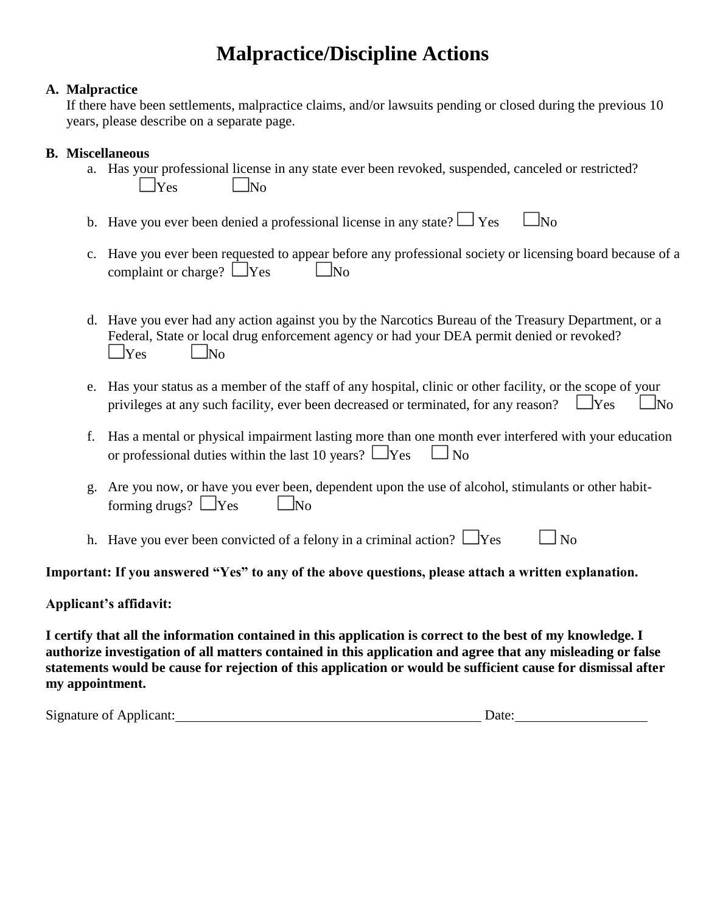# Malpractice/Discipline Actions

**A. Malpractice**

If there have been settlements, malpractice claims, and/or lawsuits pending or closed during the previous 10 years, please describe on a separate page.

**B. Miscellaneous**

a. Has your professional license in any state ever been revoked, suspended, canceled or restricted?
☐Yes ☐No

b. Have you ever been denied a professional license in any state? ☐ Yes ☐No

c. Have you ever been requested to appear before any professional society or licensing board because of a complaint or charge? ☐Yes ☐No

d. Have you ever had any action against you by the Narcotics Bureau of the Treasury Department, or a Federal, State or local drug enforcement agency or had your DEA permit denied or revoked?
☐Yes ☐No

e. Has your status as a member of the staff of any hospital, clinic or other facility, or the scope of your privileges at any such facility, ever been decreased or terminated, for any reason? ☐Yes ☐No

f. Has a mental or physical impairment lasting more than one month ever interfered with your education or professional duties within the last 10 years? ☐Yes ☐ No

g. Are you now, or have you ever been, dependent upon the use of alcohol, stimulants or other habit-forming drugs? ☐Yes ☐No

h. Have you ever been convicted of a felony in a criminal action? ☐Yes ☐ No

**Important: If you answered "Yes" to any of the above questions, please attach a written explanation.**

**Applicant's affidavit:**

**I certify that all the information contained in this application is correct to the best of my knowledge. I authorize investigation of all matters contained in this application and agree that any misleading or false statements would be cause for rejection of this application or would be sufficient cause for dismissal after my appointment.**

Signature of Applicant:\_\_\_\_\_\_\_\_\_\_\_\_\_\_\_\_\_\_\_\_\_\_\_\_\_\_\_\_\_\_\_\_\_\_\_\_\_\_\_\_\_\_\_\_ Date:\_\_\_\_\_\_\_\_\_\_\_\_\_\_\_\_\_\_\_\_